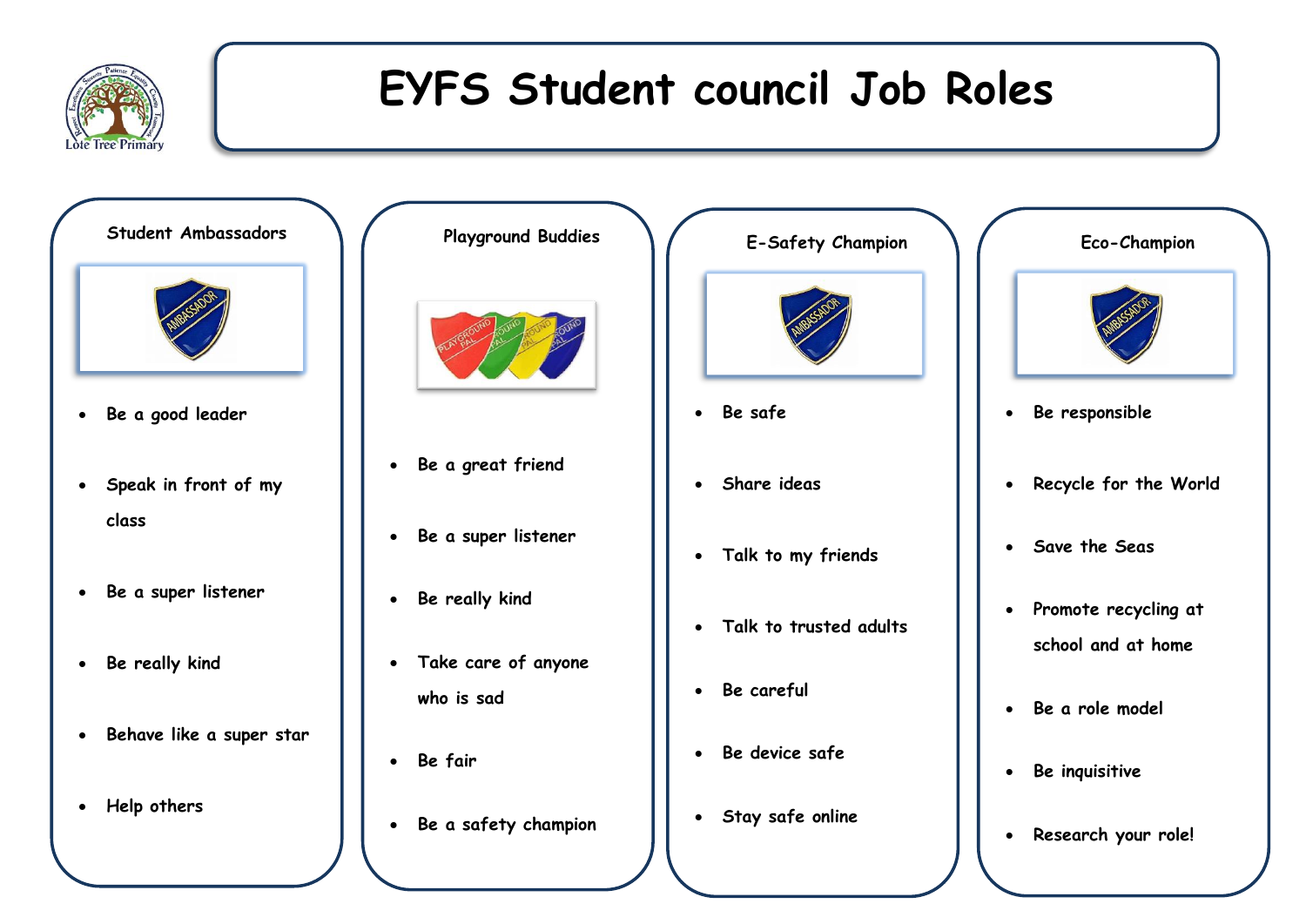# EYFS Student council Job Roles

## Student Ambassadors

- Be a good leader
- Speak in front of my class
- Be a super listener
- Be really kind
- Behave like a super star
- Help others

## Playground Buddies

- Be a great friend
- Be a super listener
- Be really kind
- Take care of anyone who is sad
- Be fair
- Be a safety champion

## E-Safety Champion

- Be safe
- Share ideas
- Talk to my friends
- Talk to trusted adults
- Be careful
- Be device safe
- Stay safe online

## Eco-Champion

- Be responsible
- Recycle for the World
- Save the Seas
- Promote recycling at school and at home
- Be a role model
- Be inquisitive
- Research your role!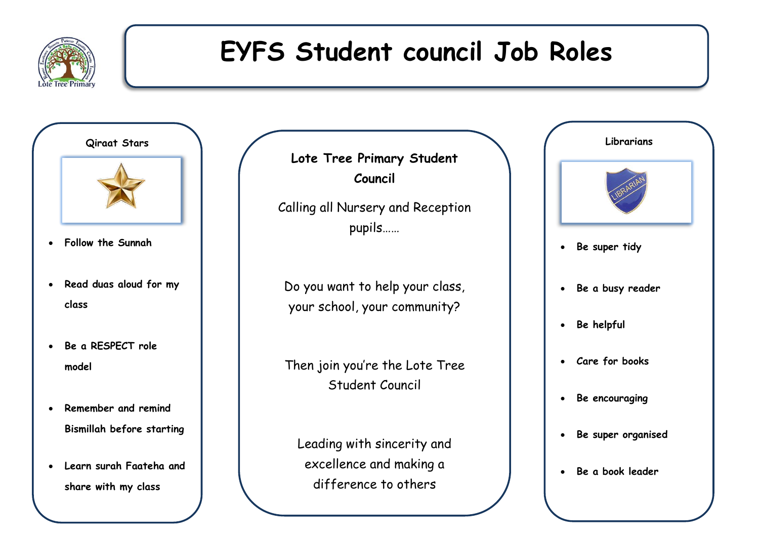# EYFS Student council Job Roles

## Qiraat Stars

- Follow the Sunnah
- Read duas aloud for my class
- Be a RESPECT role model
- Remember and remind Bismillah before starting
- Learn surah Faateha and share with my class

## Lote Tree Primary Student Council

Calling all Nursery and Reception pupils……

Do you want to help your class, your school, your community?

Then join you're the Lote Tree Student Council

Leading with sincerity and excellence and making a difference to others

## Librarians

- Be super tidy
- Be a busy reader
- Be helpful
- Care for books
- Be encouraging
- Be super organised
- Be a book leader